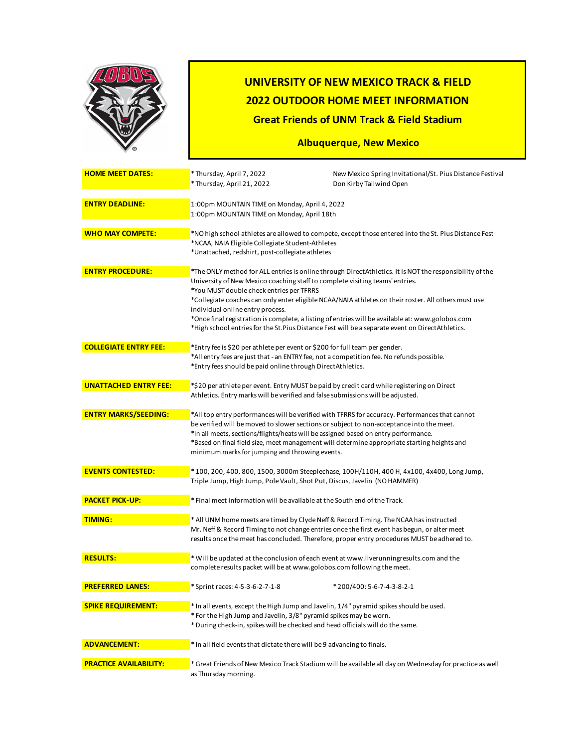# UNIVERSITY OF NEW MEXICO TRACK & FIELD
# 2022 OUTDOOR HOME MEET INFORMATION
## Great Friends of UNM Track & Field Stadium
## Albuquerque, New Mexico

**HOME MEET DATES:**
* Thursday, April 7, 2022 — New Mexico Spring Invitational/St. Pius Distance Festival
* Thursday, April 21, 2022 — Don Kirby Tailwind Open

**ENTRY DEADLINE:**
1:00pm MOUNTAIN TIME on Monday, April 4, 2022
1:00pm MOUNTAIN TIME on Monday, April 18th

**WHO MAY COMPETE:**
*NO high school athletes are allowed to compete, except those entered into the St. Pius Distance Fest
*NCAA, NAIA Eligible Collegiate Student-Athletes
*Unattached, redshirt, post-collegiate athletes

**ENTRY PROCEDURE:**
*The ONLY method for ALL entries is online through DirectAthletics. It is NOT the responsibility of the University of New Mexico coaching staff to complete visiting teams' entries.
*You MUST double check entries per TFRRS
*Collegiate coaches can only enter eligible NCAA/NAIA athletes on their roster. All others must use individual online entry process.
*Once final registration is complete, a listing of entries will be available at: www.golobos.com
*High school entries for the St.Pius Distance Fest will be a separate event on DirectAthletics.

**COLLEGIATE ENTRY FEE:**
*Entry fee is $20 per athlete per event or $200 for full team per gender.
*All entry fees are just that - an ENTRY fee, not a competition fee. No refunds possible.
*Entry fees should be paid online through DirectAthletics.

**UNATTACHED ENTRY FEE:**
*$20 per athlete per event. Entry MUST be paid by credit card while registering on Direct Athletics. Entry marks will be verified and false submissions will be adjusted.

**ENTRY MARKS/SEEDING:**
*All top entry performances will be verified with TFRRS for accuracy. Performances that cannot be verified will be moved to slower sections or subject to non-acceptance into the meet.
*In all meets, sections/flights/heats will be assigned based on entry performance.
*Based on final field size, meet management will determine appropriate starting heights and minimum marks for jumping and throwing events.

**EVENTS CONTESTED:**
* 100, 200, 400, 800, 1500, 3000m Steeplechase, 100H/110H, 400 H, 4x100, 4x400, Long Jump, Triple Jump, High Jump, Pole Vault, Shot Put, Discus, Javelin (NO HAMMER)

**PACKET PICK-UP:**
* Final meet information will be available at the South end of the Track.

**TIMING:**
* All UNM home meets are timed by Clyde Neff & Record Timing. The NCAA has instructed Mr. Neff & Record Timing to not change entries once the first event has begun, or alter meet results once the meet has concluded. Therefore, proper entry procedures MUST be adhered to.

**RESULTS:**
* Will be updated at the conclusion of each event at www.liverunningresults.com and the complete results packet will be at www.golobos.com following the meet.

**PREFERRED LANES:**
* Sprint races: 4-5-3-6-2-7-1-8
* 200/400: 5-6-7-4-3-8-2-1

**SPIKE REQUIREMENT:**
* In all events, except the High Jump and Javelin, 1/4" pyramid spikes should be used.
* For the High Jump and Javelin, 3/8" pyramid spikes may be worn.
* During check-in, spikes will be checked and head officials will do the same.

**ADVANCEMENT:**
* In all field events that dictate there will be 9 advancing to finals.

**PRACTICE AVAILABILITY:**
* Great Friends of New Mexico Track Stadium will be available all day on Wednesday for practice as well as Thursday morning.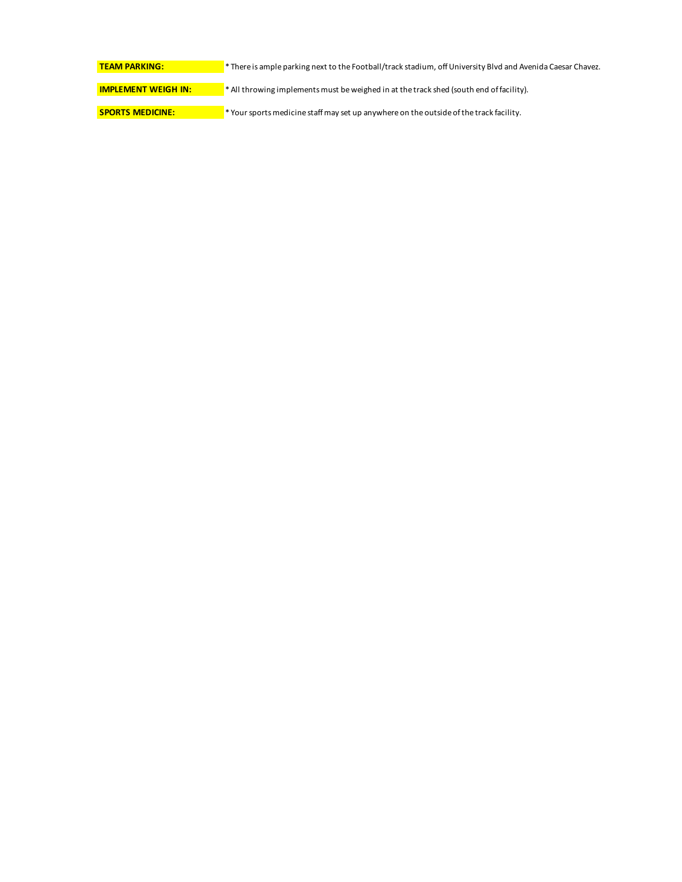| | |
|---|---|
| **TEAM PARKING:** | * There is ample parking next to the Football/track stadium, off University Blvd and Avenida Caesar Chavez. |
| **IMPLEMENT WEIGH IN:** | * All throwing implements must be weighed in at the track shed (south end of facility). |
| **SPORTS MEDICINE:** | * Your sports medicine staff may set up anywhere on the outside of the track facility. |